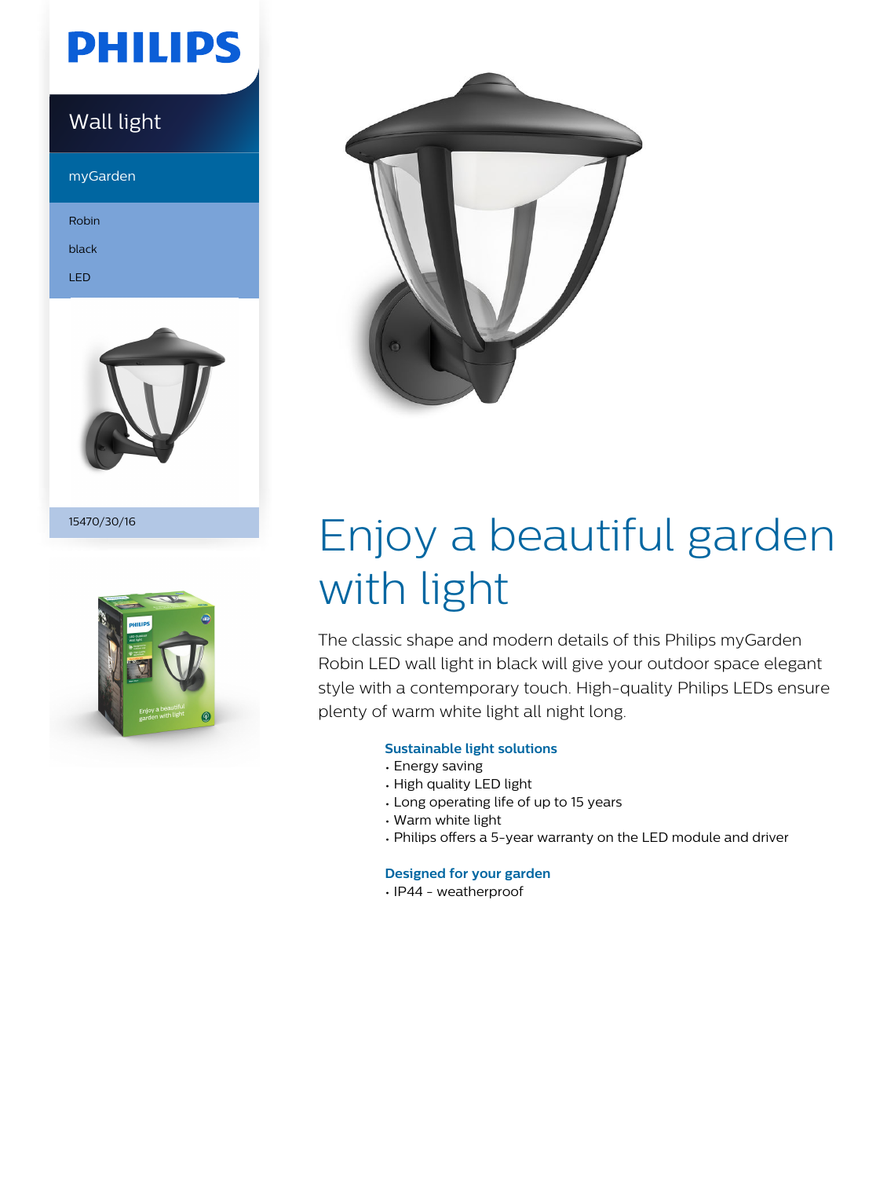PHILIPS

Wall light

myGarden

Robin

black

LED

15470/30/16

# Enjoy a beautiful garden with light

The classic shape and modern details of this Philips myGarden Robin LED wall light in black will give your outdoor space elegant style with a contemporary touch. High-quality Philips LEDs ensure plenty of warm white light all night long.

### Sustainable light solutions

- Energy saving
- High quality LED light
- Long operating life of up to 15 years
- Warm white light
- Philips offers a 5-year warranty on the LED module and driver

### Designed for your garden

- IP44 - weatherproof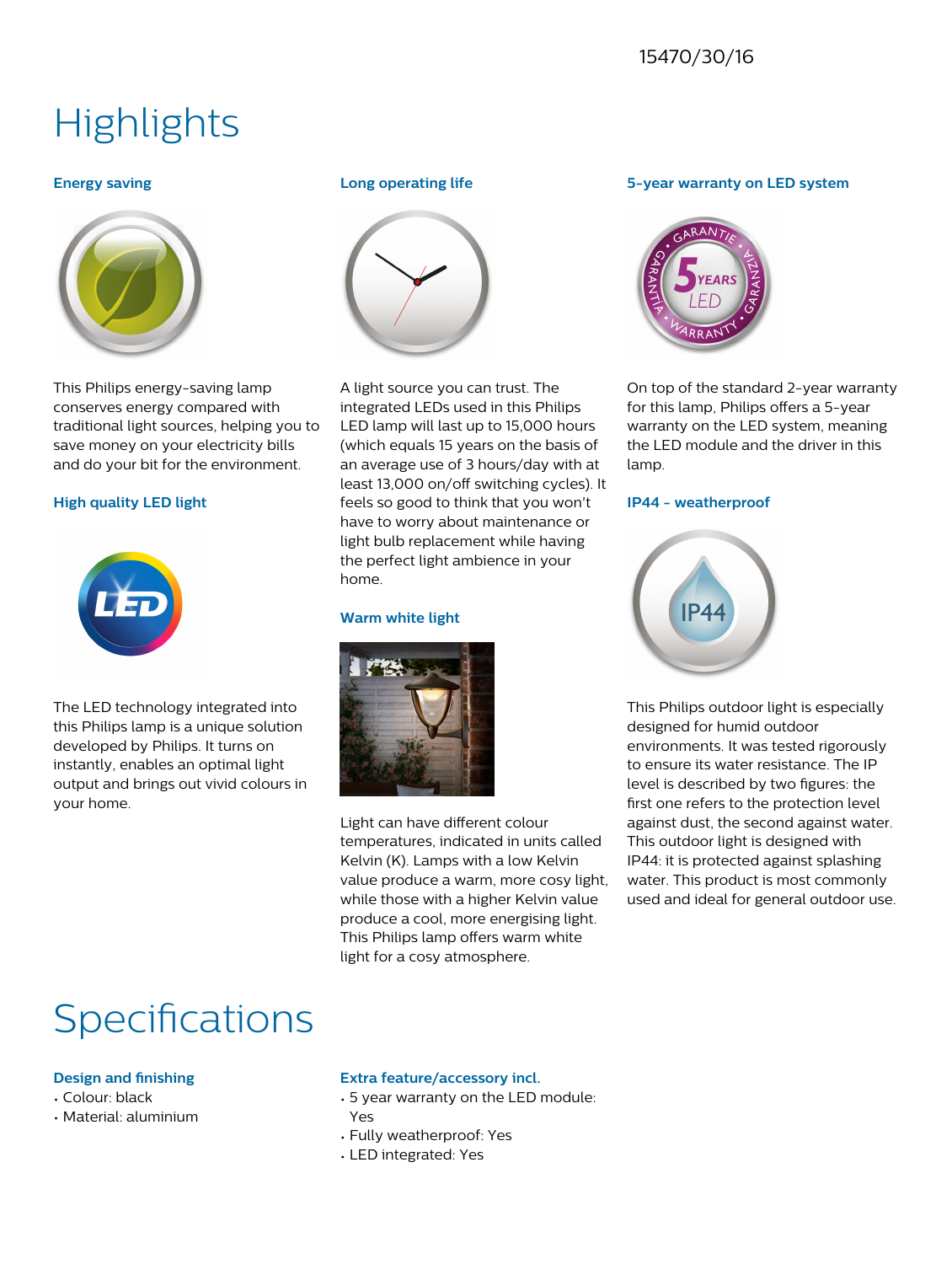15470/30/16

# Highlights

### Energy saving

This Philips energy-saving lamp conserves energy compared with traditional light sources, helping you to save money on your electricity bills and do your bit for the environment.

### High quality LED light

The LED technology integrated into this Philips lamp is a unique solution developed by Philips. It turns on instantly, enables an optimal light output and brings out vivid colours in your home.

### Long operating life

A light source you can trust. The integrated LEDs used in this Philips LED lamp will last up to 15,000 hours (which equals 15 years on the basis of an average use of 3 hours/day with at least 13,000 on/off switching cycles). It feels so good to think that you won't have to worry about maintenance or light bulb replacement while having the perfect light ambience in your home.

### Warm white light

Light can have different colour temperatures, indicated in units called Kelvin (K). Lamps with a low Kelvin value produce a warm, more cosy light, while those with a higher Kelvin value produce a cool, more energising light. This Philips lamp offers warm white light for a cosy atmosphere.

### 5-year warranty on LED system

On top of the standard 2-year warranty for this lamp, Philips offers a 5-year warranty on the LED system, meaning the LED module and the driver in this lamp.

### IP44 - weatherproof

This Philips outdoor light is especially designed for humid outdoor environments. It was tested rigorously to ensure its water resistance. The IP level is described by two figures: the first one refers to the protection level against dust, the second against water. This outdoor light is designed with IP44: it is protected against splashing water. This product is most commonly used and ideal for general outdoor use.

# Specifications

### Design and finishing

- Colour: black
- Material: aluminium

### Extra feature/accessory incl.

- 5 year warranty on the LED module: Yes
- Fully weatherproof: Yes
- LED integrated: Yes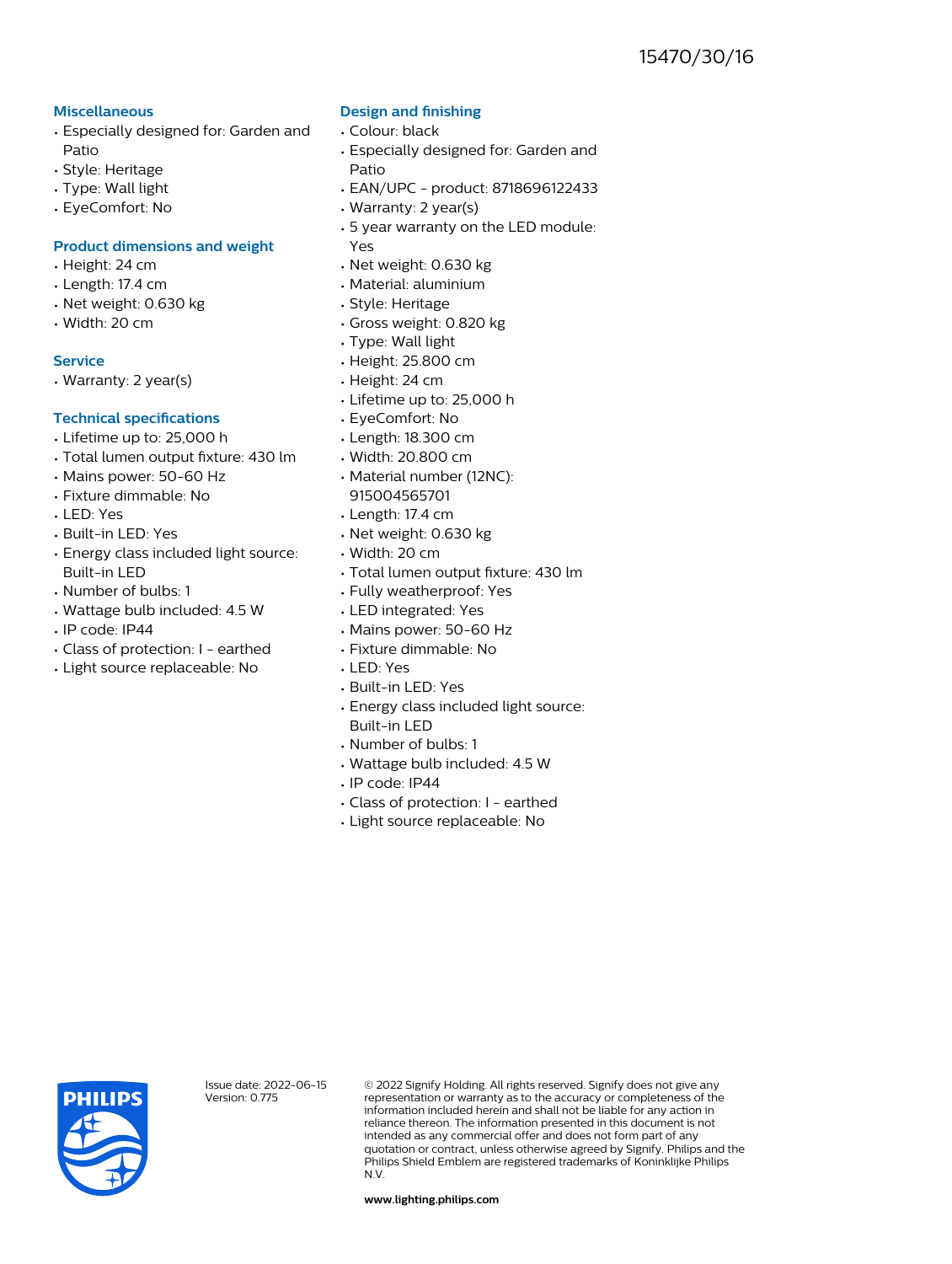## Miscellaneous

- Especially designed for: Garden and Patio
- Style: Heritage
- Type: Wall light
- EyeComfort: No

## Product dimensions and weight

- Height: 24 cm
- Length: 17.4 cm
- Net weight: 0.630 kg
- Width: 20 cm

## Service

- Warranty: 2 year(s)

## Technical specifications

- Lifetime up to: 25,000 h
- Total lumen output fixture: 430 lm
- Mains power: 50-60 Hz
- Fixture dimmable: No
- LED: Yes
- Built-in LED: Yes
- Energy class included light source: Built-in LED
- Number of bulbs: 1
- Wattage bulb included: 4.5 W
- IP code: IP44
- Class of protection: I - earthed
- Light source replaceable: No

## Design and finishing

- Colour: black
- Especially designed for: Garden and Patio
- EAN/UPC - product: 8718696122433
- Warranty: 2 year(s)
- 5 year warranty on the LED module: Yes
- Net weight: 0.630 kg
- Material: aluminium
- Style: Heritage
- Gross weight: 0.820 kg
- Type: Wall light
- Height: 25.800 cm
- Height: 24 cm
- Lifetime up to: 25,000 h
- EyeComfort: No
- Length: 18.300 cm
- Width: 20.800 cm
- Material number (12NC): 915004565701
- Length: 17.4 cm
- Net weight: 0.630 kg
- Width: 20 cm
- Total lumen output fixture: 430 lm
- Fully weatherproof: Yes
- LED integrated: Yes
- Mains power: 50-60 Hz
- Fixture dimmable: No
- LED: Yes
- Built-in LED: Yes
- Energy class included light source: Built-in LED
- Number of bulbs: 1
- Wattage bulb included: 4.5 W
- IP code: IP44
- Class of protection: I - earthed
- Light source replaceable: No

Issue date: 2022-06-15
Version: 0.775

© 2022 Signify Holding. All rights reserved. Signify does not give any representation or warranty as to the accuracy or completeness of the information included herein and shall not be liable for any action in reliance thereon. The information presented in this document is not intended as any commercial offer and does not form part of any quotation or contract, unless otherwise agreed by Signify. Philips and the Philips Shield Emblem are registered trademarks of Koninklijke Philips N.V.

**www.lighting.philips.com**